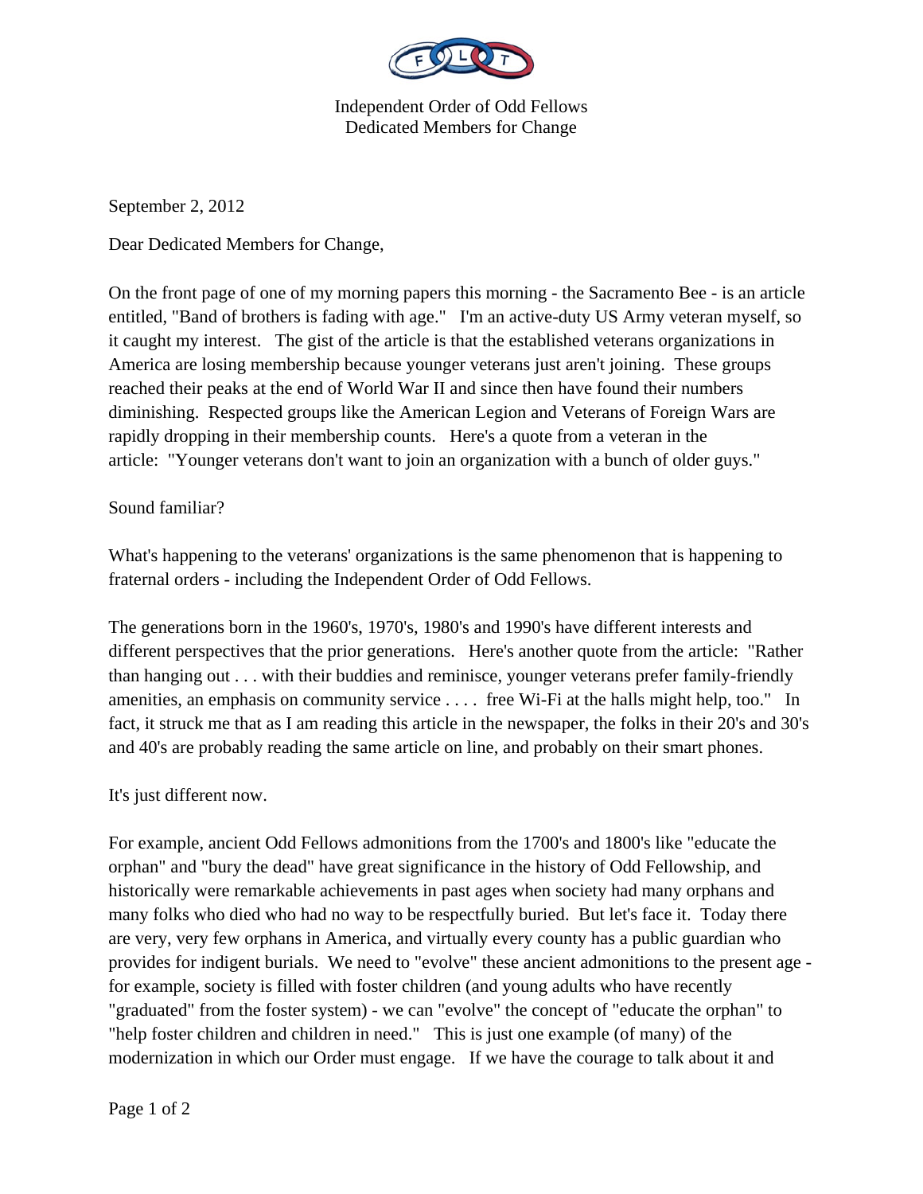Independent Order of Odd Fellows
Dedicated Members for Change

September 2, 2012

Dear Dedicated Members for Change,

On the front page of one of my morning papers this morning - the Sacramento Bee - is an article entitled, "Band of brothers is fading with age." I'm an active-duty US Army veteran myself, so it caught my interest. The gist of the article is that the established veterans organizations in America are losing membership because younger veterans just aren't joining. These groups reached their peaks at the end of World War II and since then have found their numbers diminishing. Respected groups like the American Legion and Veterans of Foreign Wars are rapidly dropping in their membership counts. Here's a quote from a veteran in the article: "Younger veterans don't want to join an organization with a bunch of older guys."

Sound familiar?

What's happening to the veterans' organizations is the same phenomenon that is happening to fraternal orders - including the Independent Order of Odd Fellows.

The generations born in the 1960's, 1970's, 1980's and 1990's have different interests and different perspectives that the prior generations. Here's another quote from the article: "Rather than hanging out . . . with their buddies and reminisce, younger veterans prefer family-friendly amenities, an emphasis on community service . . . . free Wi-Fi at the halls might help, too." In fact, it struck me that as I am reading this article in the newspaper, the folks in their 20's and 30's and 40's are probably reading the same article on line, and probably on their smart phones.

It's just different now.

For example, ancient Odd Fellows admonitions from the 1700's and 1800's like "educate the orphan" and "bury the dead" have great significance in the history of Odd Fellowship, and historically were remarkable achievements in past ages when society had many orphans and many folks who died who had no way to be respectfully buried. But let's face it. Today there are very, very few orphans in America, and virtually every county has a public guardian who provides for indigent burials. We need to "evolve" these ancient admonitions to the present age - for example, society is filled with foster children (and young adults who have recently "graduated" from the foster system) - we can "evolve" the concept of "educate the orphan" to "help foster children and children in need." This is just one example (of many) of the modernization in which our Order must engage. If we have the courage to talk about it and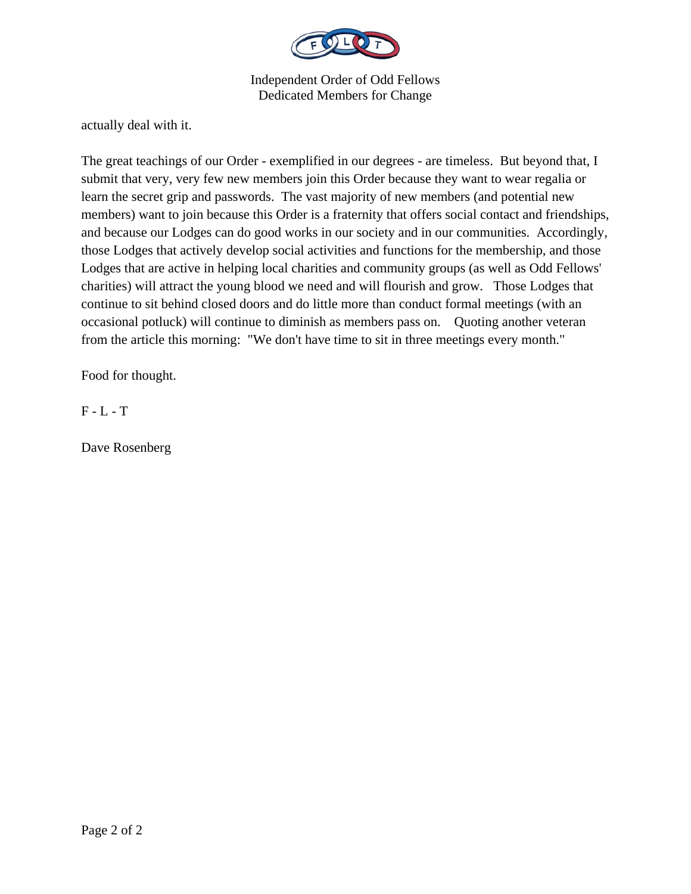actually deal with it.

The great teachings of our Order - exemplified in our degrees - are timeless. But beyond that, I submit that very, very few new members join this Order because they want to wear regalia or learn the secret grip and passwords. The vast majority of new members (and potential new members) want to join because this Order is a fraternity that offers social contact and friendships, and because our Lodges can do good works in our society and in our communities. Accordingly, those Lodges that actively develop social activities and functions for the membership, and those Lodges that are active in helping local charities and community groups (as well as Odd Fellows' charities) will attract the young blood we need and will flourish and grow. Those Lodges that continue to sit behind closed doors and do little more than conduct formal meetings (with an occasional potluck) will continue to diminish as members pass on. Quoting another veteran from the article this morning: "We don't have time to sit in three meetings every month."

Food for thought.

F - L - T

Dave Rosenberg